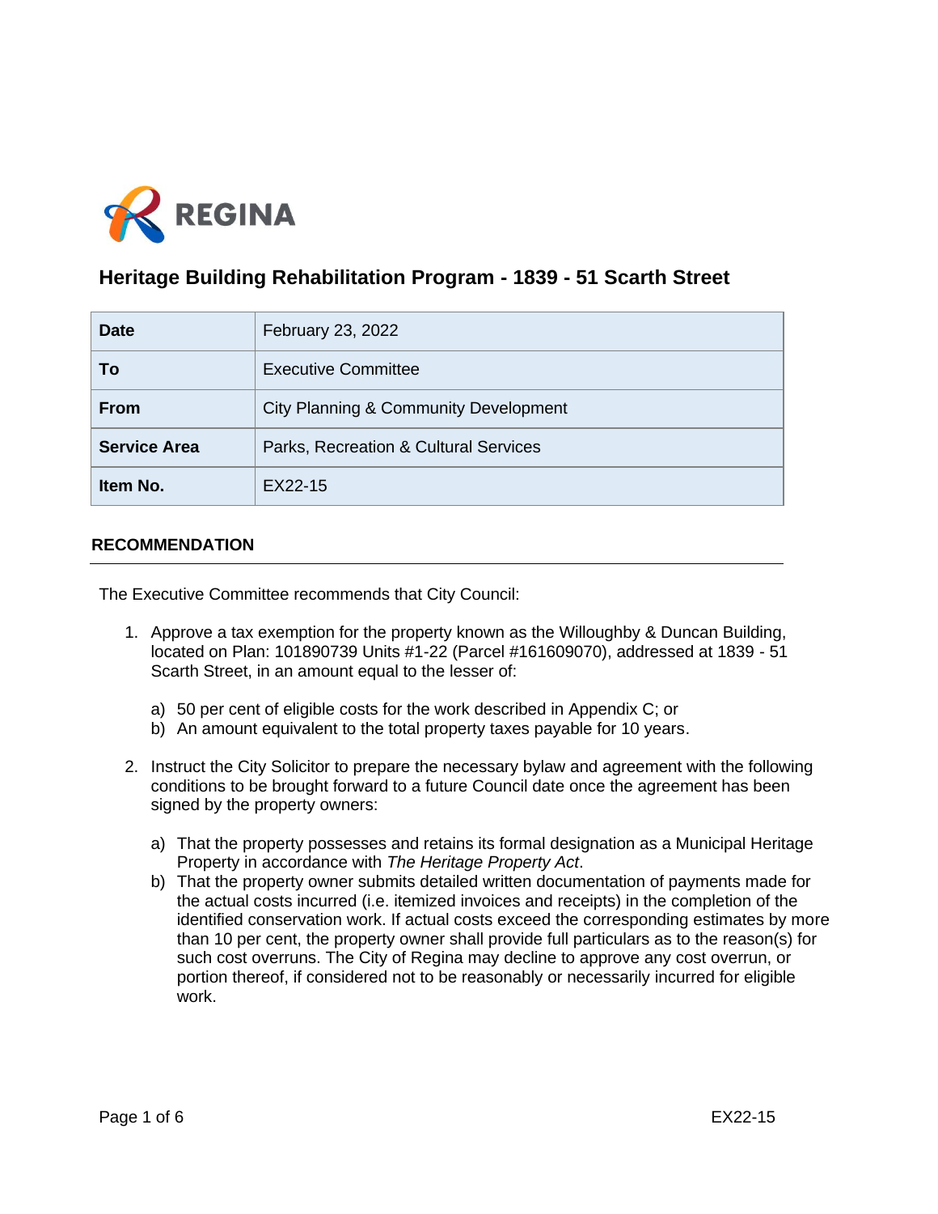REGINA

# Heritage Building Rehabilitation Program - 1839 - 51 Scarth Street

| | |
|---|---|
| **Date** | February 23, 2022 |
| **To** | Executive Committee |
| **From** | City Planning & Community Development |
| **Service Area** | Parks, Recreation & Cultural Services |
| **Item No.** | EX22-15 |

## RECOMMENDATION

The Executive Committee recommends that City Council:

1. Approve a tax exemption for the property known as the Willoughby & Duncan Building, located on Plan: 101890739 Units #1-22 (Parcel #161609070), addressed at 1839 - 51 Scarth Street, in an amount equal to the lesser of:

   a) 50 per cent of eligible costs for the work described in Appendix C; or
   b) An amount equivalent to the total property taxes payable for 10 years.

2. Instruct the City Solicitor to prepare the necessary bylaw and agreement with the following conditions to be brought forward to a future Council date once the agreement has been signed by the property owners:

   a) That the property possesses and retains its formal designation as a Municipal Heritage Property in accordance with *The Heritage Property Act*.
   b) That the property owner submits detailed written documentation of payments made for the actual costs incurred (i.e. itemized invoices and receipts) in the completion of the identified conservation work. If actual costs exceed the corresponding estimates by more than 10 per cent, the property owner shall provide full particulars as to the reason(s) for such cost overruns. The City of Regina may decline to approve any cost overrun, or portion thereof, if considered not to be reasonably or necessarily incurred for eligible work.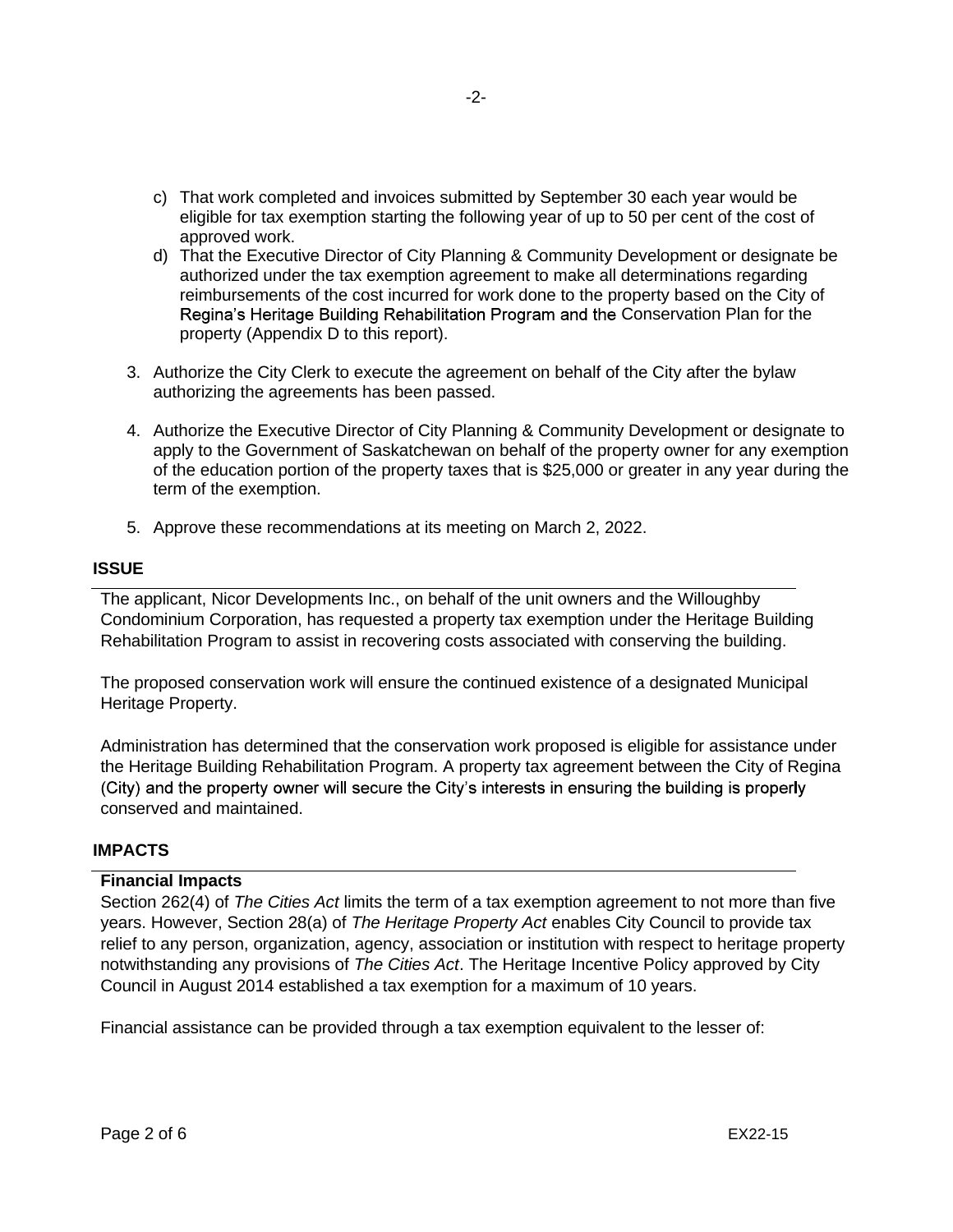c) That work completed and invoices submitted by September 30 each year would be eligible for tax exemption starting the following year of up to 50 per cent of the cost of approved work.

d) That the Executive Director of City Planning & Community Development or designate be authorized under the tax exemption agreement to make all determinations regarding reimbursements of the cost incurred for work done to the property based on the City of Regina's Heritage Building Rehabilitation Program and the Conservation Plan for the property (Appendix D to this report).

3. Authorize the City Clerk to execute the agreement on behalf of the City after the bylaw authorizing the agreements has been passed.

4. Authorize the Executive Director of City Planning & Community Development or designate to apply to the Government of Saskatchewan on behalf of the property owner for any exemption of the education portion of the property taxes that is $25,000 or greater in any year during the term of the exemption.

5. Approve these recommendations at its meeting on March 2, 2022.

## ISSUE

The applicant, Nicor Developments Inc., on behalf of the unit owners and the Willoughby Condominium Corporation, has requested a property tax exemption under the Heritage Building Rehabilitation Program to assist in recovering costs associated with conserving the building.

The proposed conservation work will ensure the continued existence of a designated Municipal Heritage Property.

Administration has determined that the conservation work proposed is eligible for assistance under the Heritage Building Rehabilitation Program. A property tax agreement between the City of Regina (City) and the property owner will secure the City's interests in ensuring the building is properly conserved and maintained.

## IMPACTS

### Financial Impacts

Section 262(4) of *The Cities Act* limits the term of a tax exemption agreement to not more than five years. However, Section 28(a) of *The Heritage Property Act* enables City Council to provide tax relief to any person, organization, agency, association or institution with respect to heritage property notwithstanding any provisions of *The Cities Act*. The Heritage Incentive Policy approved by City Council in August 2014 established a tax exemption for a maximum of 10 years.

Financial assistance can be provided through a tax exemption equivalent to the lesser of: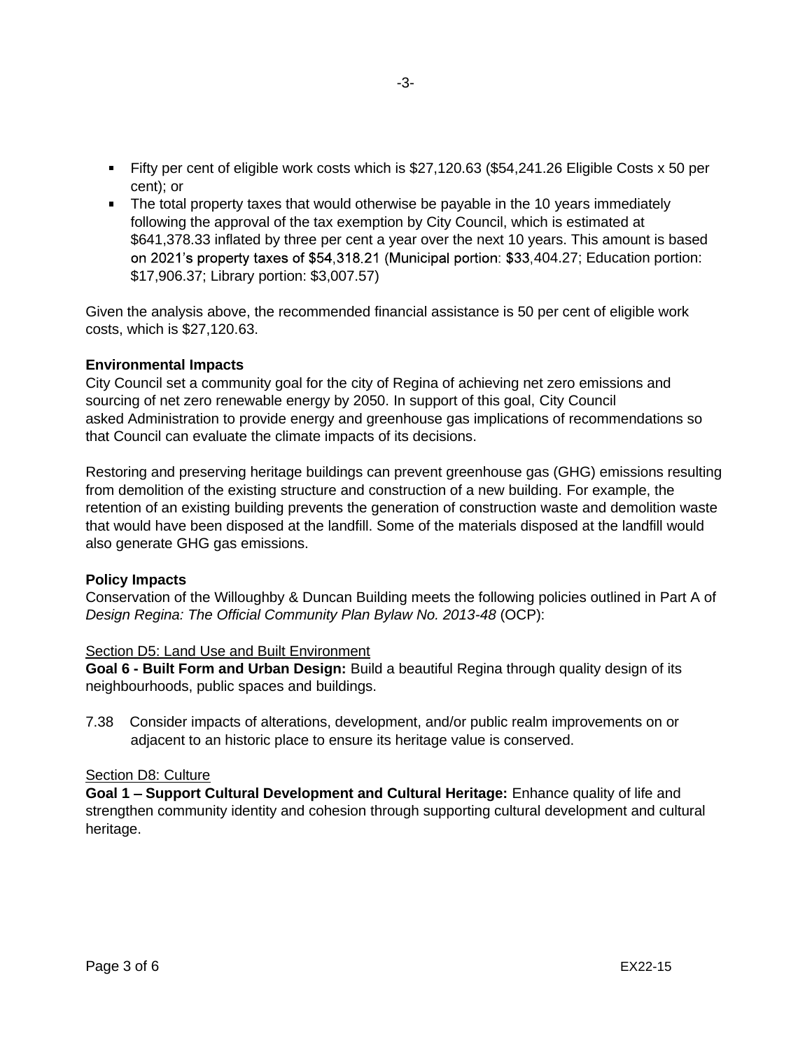- Fifty per cent of eligible work costs which is $27,120.63 ($54,241.26 Eligible Costs x 50 per cent); or
- The total property taxes that would otherwise be payable in the 10 years immediately following the approval of the tax exemption by City Council, which is estimated at $641,378.33 inflated by three per cent a year over the next 10 years. This amount is based on 2021's property taxes of $54,318.21 (Municipal portion: $33,404.27; Education portion: $17,906.37; Library portion: $3,007.57)

Given the analysis above, the recommended financial assistance is 50 per cent of eligible work costs, which is $27,120.63.

**Environmental Impacts**

City Council set a community goal for the city of Regina of achieving net zero emissions and sourcing of net zero renewable energy by 2050. In support of this goal, City Council asked Administration to provide energy and greenhouse gas implications of recommendations so that Council can evaluate the climate impacts of its decisions.

Restoring and preserving heritage buildings can prevent greenhouse gas (GHG) emissions resulting from demolition of the existing structure and construction of a new building. For example, the retention of an existing building prevents the generation of construction waste and demolition waste that would have been disposed at the landfill. Some of the materials disposed at the landfill would also generate GHG gas emissions.

**Policy Impacts**

Conservation of the Willoughby & Duncan Building meets the following policies outlined in Part A of *Design Regina: The Official Community Plan Bylaw No. 2013-48* (OCP):

<u>Section D5: Land Use and Built Environment</u>

**Goal 6 - Built Form and Urban Design:** Build a beautiful Regina through quality design of its neighbourhoods, public spaces and buildings.

7.38 Consider impacts of alterations, development, and/or public realm improvements on or adjacent to an historic place to ensure its heritage value is conserved.

<u>Section D8: Culture</u>

**Goal 1 – Support Cultural Development and Cultural Heritage:** Enhance quality of life and strengthen community identity and cohesion through supporting cultural development and cultural heritage.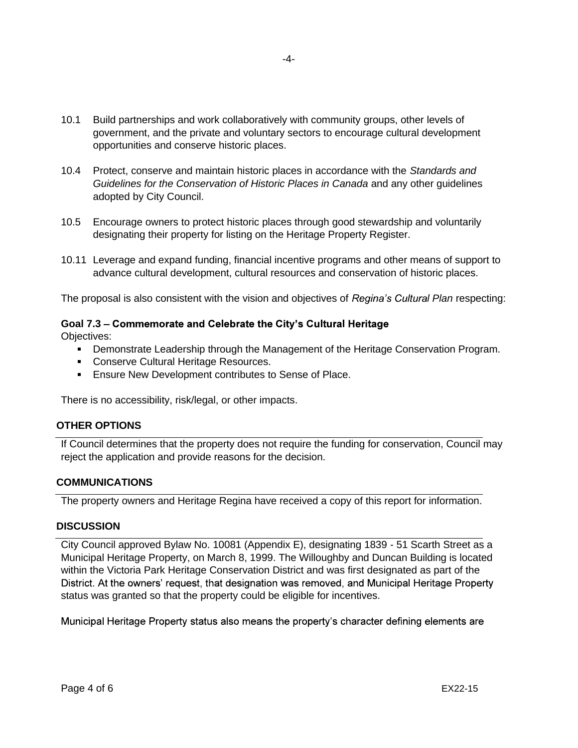10.1 Build partnerships and work collaboratively with community groups, other levels of government, and the private and voluntary sectors to encourage cultural development opportunities and conserve historic places.

10.4 Protect, conserve and maintain historic places in accordance with the *Standards and Guidelines for the Conservation of Historic Places in Canada* and any other guidelines adopted by City Council.

10.5 Encourage owners to protect historic places through good stewardship and voluntarily designating their property for listing on the Heritage Property Register.

10.11 Leverage and expand funding, financial incentive programs and other means of support to advance cultural development, cultural resources and conservation of historic places.

The proposal is also consistent with the vision and objectives of *Regina's Cultural Plan* respecting:

**Goal 7.3 – Commemorate and Celebrate the City's Cultural Heritage**

Objectives:

- Demonstrate Leadership through the Management of the Heritage Conservation Program.
- Conserve Cultural Heritage Resources.
- Ensure New Development contributes to Sense of Place.

There is no accessibility, risk/legal, or other impacts.

## OTHER OPTIONS

If Council determines that the property does not require the funding for conservation, Council may reject the application and provide reasons for the decision.

## COMMUNICATIONS

The property owners and Heritage Regina have received a copy of this report for information.

## DISCUSSION

City Council approved Bylaw No. 10081 (Appendix E), designating 1839 - 51 Scarth Street as a Municipal Heritage Property, on March 8, 1999. The Willoughby and Duncan Building is located within the Victoria Park Heritage Conservation District and was first designated as part of the District. At the owners' request, that designation was removed, and Municipal Heritage Property status was granted so that the property could be eligible for incentives.

Municipal Heritage Property status also means the property's character defining elements are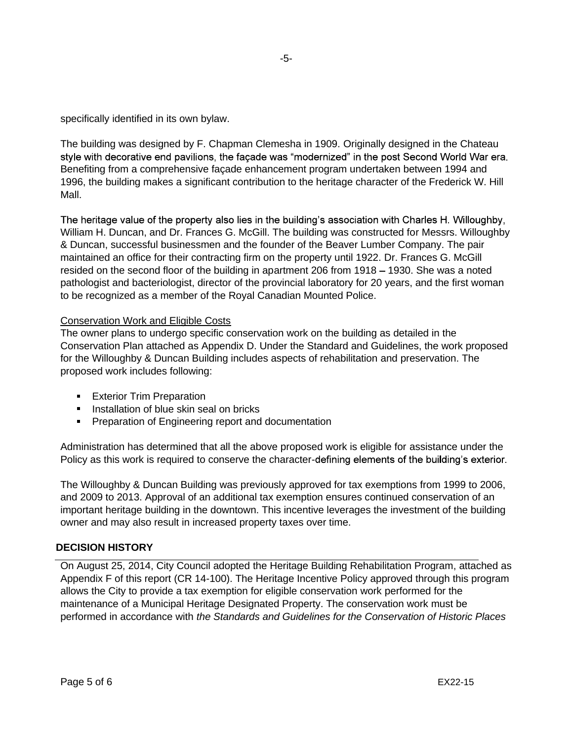specifically identified in its own bylaw.

The building was designed by F. Chapman Clemesha in 1909. Originally designed in the Chateau style with decorative end pavilions, the façade was "modernized" in the post Second World War era. Benefiting from a comprehensive façade enhancement program undertaken between 1994 and 1996, the building makes a significant contribution to the heritage character of the Frederick W. Hill Mall.

The heritage value of the property also lies in the building's association with Charles H. Willoughby, William H. Duncan, and Dr. Frances G. McGill. The building was constructed for Messrs. Willoughby & Duncan, successful businessmen and the founder of the Beaver Lumber Company. The pair maintained an office for their contracting firm on the property until 1922. Dr. Frances G. McGill resided on the second floor of the building in apartment 206 from 1918 – 1930. She was a noted pathologist and bacteriologist, director of the provincial laboratory for 20 years, and the first woman to be recognized as a member of the Royal Canadian Mounted Police.

Conservation Work and Eligible Costs

The owner plans to undergo specific conservation work on the building as detailed in the Conservation Plan attached as Appendix D. Under the Standard and Guidelines, the work proposed for the Willoughby & Duncan Building includes aspects of rehabilitation and preservation. The proposed work includes following:

- Exterior Trim Preparation
- Installation of blue skin seal on bricks
- Preparation of Engineering report and documentation

Administration has determined that all the above proposed work is eligible for assistance under the Policy as this work is required to conserve the character-defining elements of the building's exterior.

The Willoughby & Duncan Building was previously approved for tax exemptions from 1999 to 2006, and 2009 to 2013. Approval of an additional tax exemption ensures continued conservation of an important heritage building in the downtown. This incentive leverages the investment of the building owner and may also result in increased property taxes over time.

## DECISION HISTORY

On August 25, 2014, City Council adopted the Heritage Building Rehabilitation Program, attached as Appendix F of this report (CR 14-100). The Heritage Incentive Policy approved through this program allows the City to provide a tax exemption for eligible conservation work performed for the maintenance of a Municipal Heritage Designated Property. The conservation work must be performed in accordance with *the Standards and Guidelines for the Conservation of Historic Places*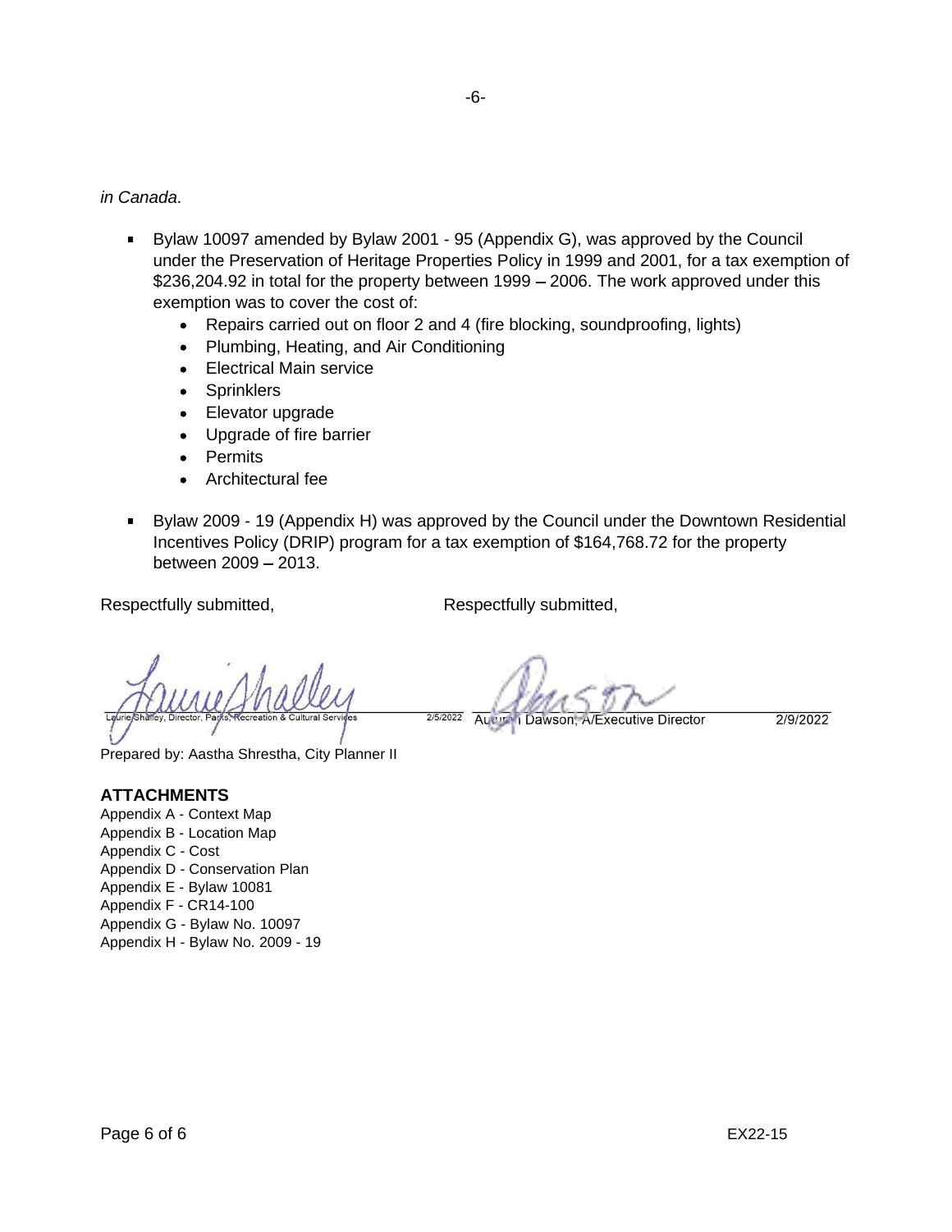*in Canada*.

- Bylaw 10097 amended by Bylaw 2001 - 95 (Appendix G), was approved by the Council under the Preservation of Heritage Properties Policy in 1999 and 2001, for a tax exemption of $236,204.92 in total for the property between 1999 – 2006. The work approved under this exemption was to cover the cost of:
  - Repairs carried out on floor 2 and 4 (fire blocking, soundproofing, lights)
  - Plumbing, Heating, and Air Conditioning
  - Electrical Main service
  - Sprinklers
  - Elevator upgrade
  - Upgrade of fire barrier
  - Permits
  - Architectural fee
- Bylaw 2009 - 19 (Appendix H) was approved by the Council under the Downtown Residential Incentives Policy (DRIP) program for a tax exemption of $164,768.72 for the property between 2009 – 2013.

Respectfully submitted,

Laurie Shalley, Director, Parks, Recreation & Cultural Services 2/5/2022

Respectfully submitted,

Autumn Dawson, A/Executive Director 2/9/2022

Prepared by: Aastha Shrestha, City Planner II

**ATTACHMENTS**

Appendix A - Context Map
Appendix B - Location Map
Appendix C - Cost
Appendix D - Conservation Plan
Appendix E - Bylaw 10081
Appendix F - CR14-100
Appendix G - Bylaw No. 10097
Appendix H - Bylaw No. 2009 - 19